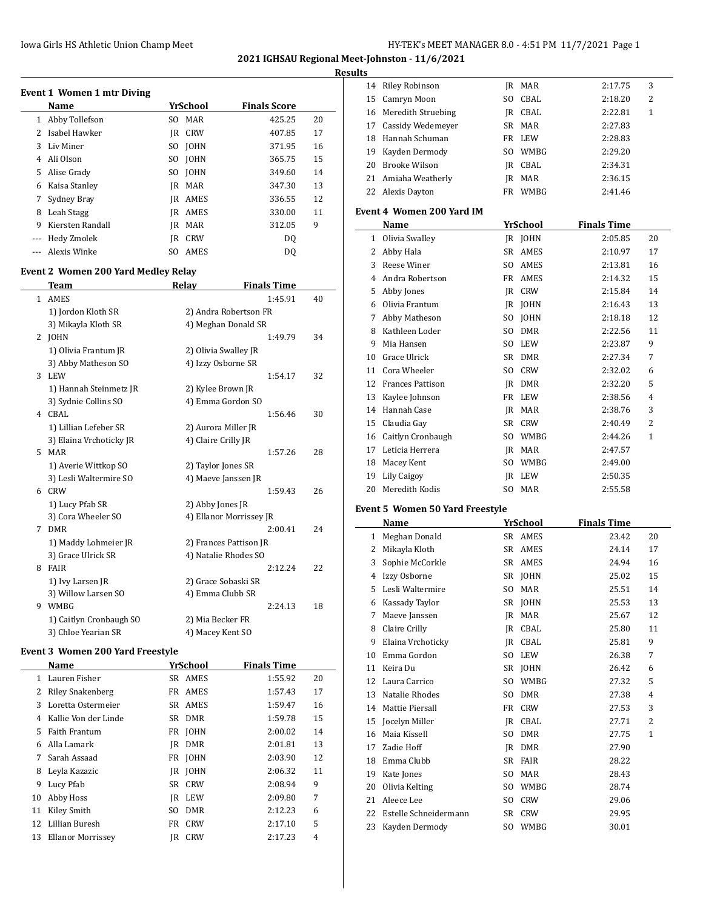## 2021 IGHSAU Regional Meet-Johnston - 11/6/2021

### Results

#### Event 1 Women 1 mtr Diving

| | Name | Yr | School | Finals Score | |
|---|---|---|---|---|---|
| 1 | Abby Tollefson | SO | MAR | 425.25 | 20 |
| 2 | Isabel Hawker | JR | CRW | 407.85 | 17 |
| 3 | Liv Miner | SO | JOHN | 371.95 | 16 |
| 4 | Ali Olson | SO | JOHN | 365.75 | 15 |
| 5 | Alise Grady | SO | JOHN | 349.60 | 14 |
| 6 | Kaisa Stanley | JR | MAR | 347.30 | 13 |
| 7 | Sydney Bray | JR | AMES | 336.55 | 12 |
| 8 | Leah Stagg | JR | AMES | 330.00 | 11 |
| 9 | Kiersten Randall | JR | MAR | 312.05 | 9 |
| --- | Hedy Zmolek | JR | CRW | DQ | |
| --- | Alexis Winke | SO | AMES | DQ | |

#### Event 2 Women 200 Yard Medley Relay

| | Team | Relay | Finals Time | |
|---|---|---|---|---|
| 1 | AMES | | 1:45.91 | 40 |
| | 1) Jordon Kloth SR | 2) Andra Robertson FR | | |
| | 3) Mikayla Kloth SR | 4) Meghan Donald SR | | |
| 2 | JOHN | | 1:49.79 | 34 |
| | 1) Olivia Frantum JR | 2) Olivia Swalley JR | | |
| | 3) Abby Matheson SO | 4) Izzy Osborne SR | | |
| 3 | LEW | | 1:54.17 | 32 |
| | 1) Hannah Steinmetz JR | 2) Kylee Brown JR | | |
| | 3) Sydnie Collins SO | 4) Emma Gordon SO | | |
| 4 | CBAL | | 1:56.46 | 30 |
| | 1) Lillian Lefeber SR | 2) Aurora Miller JR | | |
| | 3) Elaina Vrchoticky JR | 4) Claire Crilly JR | | |
| 5 | MAR | | 1:57.26 | 28 |
| | 1) Averie Wittkop SO | 2) Taylor Jones SR | | |
| | 3) Lesli Waltermire SO | 4) Maeve Janssen JR | | |
| 6 | CRW | | 1:59.43 | 26 |
| | 1) Lucy Pfab SR | 2) Abby Jones JR | | |
| | 3) Cora Wheeler SO | 4) Ellanor Morrissey JR | | |
| 7 | DMR | | 2:00.41 | 24 |
| | 1) Maddy Lohmeier JR | 2) Frances Pattison JR | | |
| | 3) Grace Ulrick SR | 4) Natalie Rhodes SO | | |
| 8 | FAIR | | 2:12.24 | 22 |
| | 1) Ivy Larsen JR | 2) Grace Sobaski SR | | |
| | 3) Willow Larsen SO | 4) Emma Clubb SR | | |
| 9 | WMBG | | 2:24.13 | 18 |
| | 1) Caitlyn Cronbaugh SO | 2) Mia Becker FR | | |
| | 3) Chloe Yearian SR | 4) Macey Kent SO | | |

#### Event 3 Women 200 Yard Freestyle

| | Name | Yr | School | Finals Time | |
|---|---|---|---|---|---|
| 1 | Lauren Fisher | SR | AMES | 1:55.92 | 20 |
| 2 | Riley Snakenberg | FR | AMES | 1:57.43 | 17 |
| 3 | Loretta Ostermeier | SR | AMES | 1:59.47 | 16 |
| 4 | Kallie Von der Linde | SR | DMR | 1:59.78 | 15 |
| 5 | Faith Frantum | FR | JOHN | 2:00.02 | 14 |
| 6 | Alla Lamark | JR | DMR | 2:01.81 | 13 |
| 7 | Sarah Assaad | FR | JOHN | 2:03.90 | 12 |
| 8 | Leyla Kazazic | JR | JOHN | 2:06.32 | 11 |
| 9 | Lucy Pfab | SR | CRW | 2:08.94 | 9 |
| 10 | Abby Hoss | JR | LEW | 2:09.80 | 7 |
| 11 | Kiley Smith | SO | DMR | 2:12.23 | 6 |
| 12 | Lillian Buresh | FR | CRW | 2:17.10 | 5 |
| 13 | Ellanor Morrissey | JR | CRW | 2:17.23 | 4 |
| 14 | Riley Robinson | JR | MAR | 2:17.75 | 3 |
| 15 | Camryn Moon | SO | CBAL | 2:18.20 | 2 |
| 16 | Meredith Struebing | JR | CBAL | 2:22.81 | 1 |
| 17 | Cassidy Wedemeyer | SR | MAR | 2:27.83 | |
| 18 | Hannah Schuman | FR | LEW | 2:28.83 | |
| 19 | Kayden Dermody | SO | WMBG | 2:29.20 | |
| 20 | Brooke Wilson | JR | CBAL | 2:34.31 | |
| 21 | Amiaha Weatherly | JR | MAR | 2:36.15 | |
| 22 | Alexis Dayton | FR | WMBG | 2:41.46 | |

#### Event 4 Women 200 Yard IM

| | Name | Yr | School | Finals Time | |
|---|---|---|---|---|---|
| 1 | Olivia Swalley | JR | JOHN | 2:05.85 | 20 |
| 2 | Abby Hala | SR | AMES | 2:10.97 | 17 |
| 3 | Reese Winer | SO | AMES | 2:13.81 | 16 |
| 4 | Andra Robertson | FR | AMES | 2:14.32 | 15 |
| 5 | Abby Jones | JR | CRW | 2:15.84 | 14 |
| 6 | Olivia Frantum | JR | JOHN | 2:16.43 | 13 |
| 7 | Abby Matheson | SO | JOHN | 2:18.18 | 12 |
| 8 | Kathleen Loder | SO | DMR | 2:22.56 | 11 |
| 9 | Mia Hansen | SO | LEW | 2:23.87 | 9 |
| 10 | Grace Ulrick | SR | DMR | 2:27.34 | 7 |
| 11 | Cora Wheeler | SO | CRW | 2:32.02 | 6 |
| 12 | Frances Pattison | JR | DMR | 2:32.20 | 5 |
| 13 | Kaylee Johnson | FR | LEW | 2:38.56 | 4 |
| 14 | Hannah Case | JR | MAR | 2:38.76 | 3 |
| 15 | Claudia Gay | SR | CRW | 2:40.49 | 2 |
| 16 | Caitlyn Cronbaugh | SO | WMBG | 2:44.26 | 1 |
| 17 | Leticia Herrera | JR | MAR | 2:47.57 | |
| 18 | Macey Kent | SO | WMBG | 2:49.00 | |
| 19 | Lily Caigoy | JR | LEW | 2:50.35 | |
| 20 | Meredith Kodis | SO | MAR | 2:55.58 | |

#### Event 5 Women 50 Yard Freestyle

| | Name | Yr | School | Finals Time | |
|---|---|---|---|---|---|
| 1 | Meghan Donald | SR | AMES | 23.42 | 20 |
| 2 | Mikayla Kloth | SR | AMES | 24.14 | 17 |
| 3 | Sophie McCorkle | SR | AMES | 24.94 | 16 |
| 4 | Izzy Osborne | SR | JOHN | 25.02 | 15 |
| 5 | Lesli Waltermire | SO | MAR | 25.51 | 14 |
| 6 | Kassady Taylor | SR | JOHN | 25.53 | 13 |
| 7 | Maeve Janssen | JR | MAR | 25.67 | 12 |
| 8 | Claire Crilly | JR | CBAL | 25.80 | 11 |
| 9 | Elaina Vrchoticky | JR | CBAL | 25.81 | 9 |
| 10 | Emma Gordon | SO | LEW | 26.38 | 7 |
| 11 | Keira Du | SR | JOHN | 26.42 | 6 |
| 12 | Laura Carrico | SO | WMBG | 27.32 | 5 |
| 13 | Natalie Rhodes | SO | DMR | 27.38 | 4 |
| 14 | Mattie Piersall | FR | CRW | 27.53 | 3 |
| 15 | Jocelyn Miller | JR | CBAL | 27.71 | 2 |
| 16 | Maia Kissell | SO | DMR | 27.75 | 1 |
| 17 | Zadie Hoff | JR | DMR | 27.90 | |
| 18 | Emma Clubb | SR | FAIR | 28.22 | |
| 19 | Kate Jones | SO | MAR | 28.43 | |
| 20 | Olivia Kelting | SO | WMBG | 28.74 | |
| 21 | Aleece Lee | SO | CRW | 29.06 | |
| 22 | Estelle Schneidermann | SR | CRW | 29.95 | |
| 23 | Kayden Dermody | SO | WMBG | 30.01 | |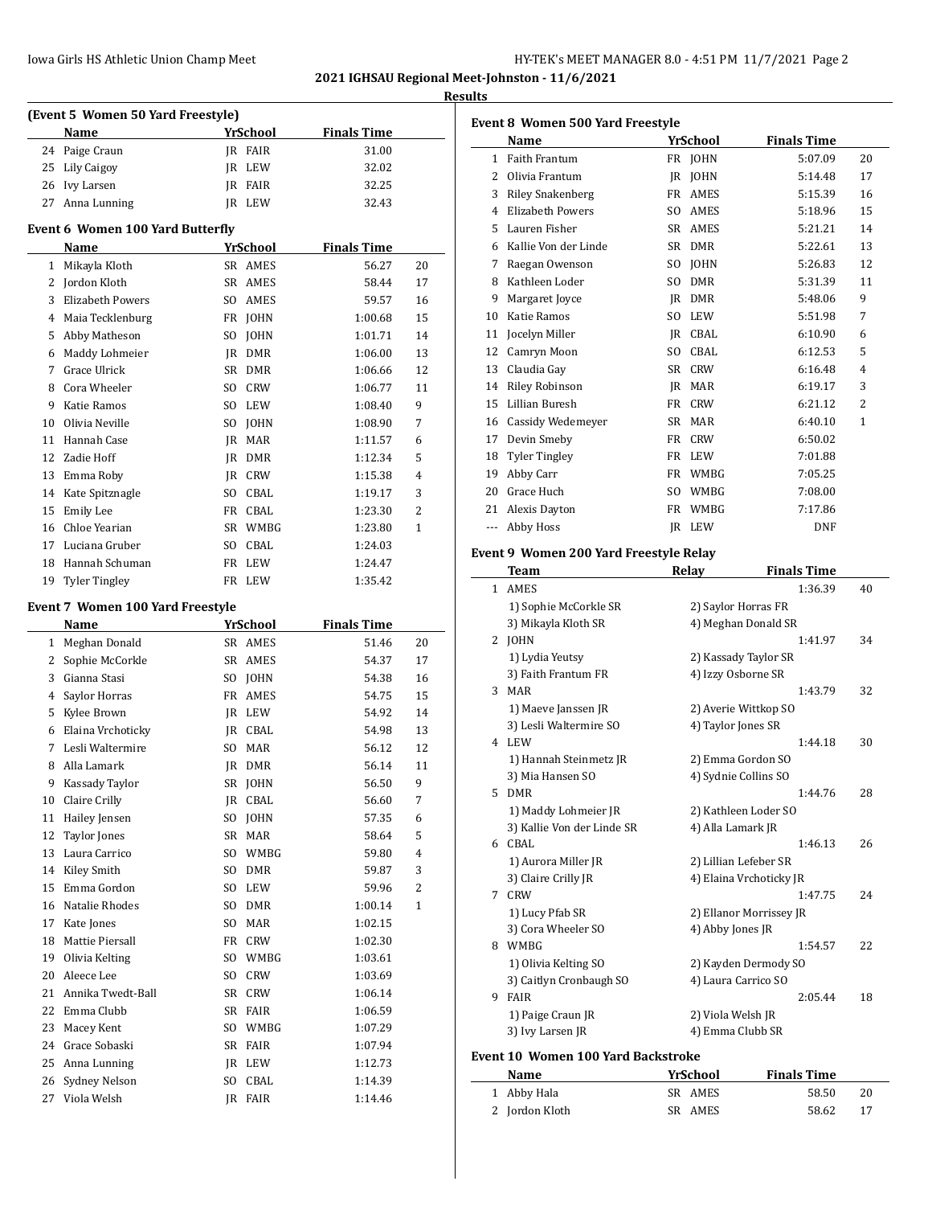## 2021 IGHSAU Regional Meet-Johnston - 11/6/2021

### Results

**(Event 5 Women 50 Yard Freestyle)**

| | Name | Yr | School | Finals Time | |
|---|---|---|---|---|---|
| 24 | Paige Craun | JR | FAIR | 31.00 | |
| 25 | Lily Caigoy | JR | LEW | 32.02 | |
| 26 | Ivy Larsen | JR | FAIR | 32.25 | |
| 27 | Anna Lunning | JR | LEW | 32.43 | |

**Event 6 Women 100 Yard Butterfly**

| | Name | Yr | School | Finals Time | |
|---|---|---|---|---|---|
| 1 | Mikayla Kloth | SR | AMES | 56.27 | 20 |
| 2 | Jordon Kloth | SR | AMES | 58.44 | 17 |
| 3 | Elizabeth Powers | SO | AMES | 59.57 | 16 |
| 4 | Maia Tecklenburg | FR | JOHN | 1:00.68 | 15 |
| 5 | Abby Matheson | SO | JOHN | 1:01.71 | 14 |
| 6 | Maddy Lohmeier | JR | DMR | 1:06.00 | 13 |
| 7 | Grace Ulrick | SR | DMR | 1:06.66 | 12 |
| 8 | Cora Wheeler | SO | CRW | 1:06.77 | 11 |
| 9 | Katie Ramos | SO | LEW | 1:08.40 | 9 |
| 10 | Olivia Neville | SO | JOHN | 1:08.90 | 7 |
| 11 | Hannah Case | JR | MAR | 1:11.57 | 6 |
| 12 | Zadie Hoff | JR | DMR | 1:12.34 | 5 |
| 13 | Emma Roby | JR | CRW | 1:15.38 | 4 |
| 14 | Kate Spitznagle | SO | CBAL | 1:19.17 | 3 |
| 15 | Emily Lee | FR | CBAL | 1:23.30 | 2 |
| 16 | Chloe Yearian | SR | WMBG | 1:23.80 | 1 |
| 17 | Luciana Gruber | SO | CBAL | 1:24.03 | |
| 18 | Hannah Schuman | FR | LEW | 1:24.47 | |
| 19 | Tyler Tingley | FR | LEW | 1:35.42 | |

**Event 7 Women 100 Yard Freestyle**

| | Name | Yr | School | Finals Time | |
|---|---|---|---|---|---|
| 1 | Meghan Donald | SR | AMES | 51.46 | 20 |
| 2 | Sophie McCorkle | SR | AMES | 54.37 | 17 |
| 3 | Gianna Stasi | SO | JOHN | 54.38 | 16 |
| 4 | Saylor Horras | FR | AMES | 54.75 | 15 |
| 5 | Kylee Brown | JR | LEW | 54.92 | 14 |
| 6 | Elaina Vrchoticky | JR | CBAL | 54.98 | 13 |
| 7 | Lesli Waltermire | SO | MAR | 56.12 | 12 |
| 8 | Alla Lamark | JR | DMR | 56.14 | 11 |
| 9 | Kassady Taylor | SR | JOHN | 56.50 | 9 |
| 10 | Claire Crilly | JR | CBAL | 56.60 | 7 |
| 11 | Hailey Jensen | SO | JOHN | 57.35 | 6 |
| 12 | Taylor Jones | SR | MAR | 58.64 | 5 |
| 13 | Laura Carrico | SO | WMBG | 59.80 | 4 |
| 14 | Kiley Smith | SO | DMR | 59.87 | 3 |
| 15 | Emma Gordon | SO | LEW | 59.96 | 2 |
| 16 | Natalie Rhodes | SO | DMR | 1:00.14 | 1 |
| 17 | Kate Jones | SO | MAR | 1:02.15 | |
| 18 | Mattie Piersall | FR | CRW | 1:02.30 | |
| 19 | Olivia Kelting | SO | WMBG | 1:03.61 | |
| 20 | Aleece Lee | SO | CRW | 1:03.69 | |
| 21 | Annika Twedt-Ball | SR | CRW | 1:06.14 | |
| 22 | Emma Clubb | SR | FAIR | 1:06.59 | |
| 23 | Macey Kent | SO | WMBG | 1:07.29 | |
| 24 | Grace Sobaski | SR | FAIR | 1:07.94 | |
| 25 | Anna Lunning | JR | LEW | 1:12.73 | |
| 26 | Sydney Nelson | SO | CBAL | 1:14.39 | |
| 27 | Viola Welsh | JR | FAIR | 1:14.46 | |

**Event 8 Women 500 Yard Freestyle**

| | Name | Yr | School | Finals Time | |
|---|---|---|---|---|---|
| 1 | Faith Frantum | FR | JOHN | 5:07.09 | 20 |
| 2 | Olivia Frantum | JR | JOHN | 5:14.48 | 17 |
| 3 | Riley Snakenberg | FR | AMES | 5:15.39 | 16 |
| 4 | Elizabeth Powers | SO | AMES | 5:18.96 | 15 |
| 5 | Lauren Fisher | SR | AMES | 5:21.21 | 14 |
| 6 | Kallie Von der Linde | SR | DMR | 5:22.61 | 13 |
| 7 | Raegan Owenson | SO | JOHN | 5:26.83 | 12 |
| 8 | Kathleen Loder | SO | DMR | 5:31.39 | 11 |
| 9 | Margaret Joyce | JR | DMR | 5:48.06 | 9 |
| 10 | Katie Ramos | SO | LEW | 5:51.98 | 7 |
| 11 | Jocelyn Miller | JR | CBAL | 6:10.90 | 6 |
| 12 | Camryn Moon | SO | CBAL | 6:12.53 | 5 |
| 13 | Claudia Gay | SR | CRW | 6:16.48 | 4 |
| 14 | Riley Robinson | JR | MAR | 6:19.17 | 3 |
| 15 | Lillian Buresh | FR | CRW | 6:21.12 | 2 |
| 16 | Cassidy Wedemeyer | SR | MAR | 6:40.10 | 1 |
| 17 | Devin Smeby | FR | CRW | 6:50.02 | |
| 18 | Tyler Tingley | FR | LEW | 7:01.88 | |
| 19 | Abby Carr | FR | WMBG | 7:05.25 | |
| 20 | Grace Huch | SO | WMBG | 7:08.00 | |
| 21 | Alexis Dayton | FR | WMBG | 7:17.86 | |
| --- | Abby Hoss | JR | LEW | DNF | |

**Event 9 Women 200 Yard Freestyle Relay**

| | Team | Relay | Finals Time | |
|---|---|---|---|---|
| 1 | AMES | | 1:36.39 | 40 |
| | 1) Sophie McCorkle SR | 2) Saylor Horras FR | | |
| | 3) Mikayla Kloth SR | 4) Meghan Donald SR | | |
| 2 | JOHN | | 1:41.97 | 34 |
| | 1) Lydia Yeutsy | 2) Kassady Taylor SR | | |
| | 3) Faith Frantum FR | 4) Izzy Osborne SR | | |
| 3 | MAR | | 1:43.79 | 32 |
| | 1) Maeve Janssen JR | 2) Averie Wittkop SO | | |
| | 3) Lesli Waltermire SO | 4) Taylor Jones SR | | |
| 4 | LEW | | 1:44.18 | 30 |
| | 1) Hannah Steinmetz JR | 2) Emma Gordon SO | | |
| | 3) Mia Hansen SO | 4) Sydnie Collins SO | | |
| 5 | DMR | | 1:44.76 | 28 |
| | 1) Maddy Lohmeier JR | 2) Kathleen Loder SO | | |
| | 3) Kallie Von der Linde SR | 4) Alla Lamark JR | | |
| 6 | CBAL | | 1:46.13 | 26 |
| | 1) Aurora Miller JR | 2) Lillian Lefeber SR | | |
| | 3) Claire Crilly JR | 4) Elaina Vrchoticky JR | | |
| 7 | CRW | | 1:47.75 | 24 |
| | 1) Lucy Pfab SR | 2) Ellanor Morrissey JR | | |
| | 3) Cora Wheeler SO | 4) Abby Jones JR | | |
| 8 | WMBG | | 1:54.57 | 22 |
| | 1) Olivia Kelting SO | 2) Kayden Dermody SO | | |
| | 3) Caitlyn Cronbaugh SO | 4) Laura Carrico SO | | |
| 9 | FAIR | | 2:05.44 | 18 |
| | 1) Paige Craun JR | 2) Viola Welsh JR | | |
| | 3) Ivy Larsen JR | 4) Emma Clubb SR | | |

**Event 10 Women 100 Yard Backstroke**

| | Name | Yr | School | Finals Time | |
|---|---|---|---|---|---|
| 1 | Abby Hala | SR | AMES | 58.50 | 20 |
| 2 | Jordon Kloth | SR | AMES | 58.62 | 17 |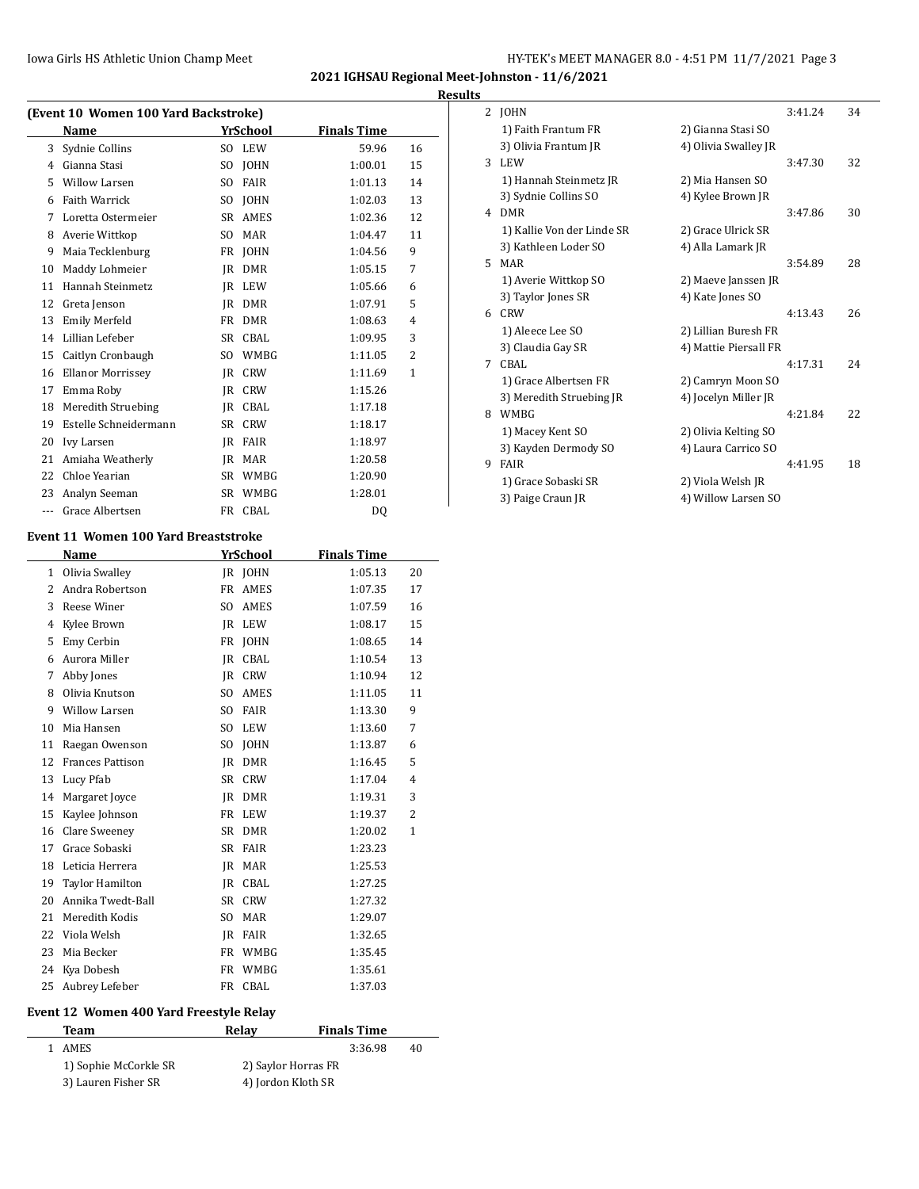**2021 IGHSAU Regional Meet-Johnston - 11/6/2021**

**Results**

### (Event 10 Women 100 Yard Backstroke)

| | Name | Yr | School | Finals Time | |
|---|---|---|---|---|---|
| 3 | Sydnie Collins | SO | LEW | 59.96 | 16 |
| 4 | Gianna Stasi | SO | JOHN | 1:00.01 | 15 |
| 5 | Willow Larsen | SO | FAIR | 1:01.13 | 14 |
| 6 | Faith Warrick | SO | JOHN | 1:02.03 | 13 |
| 7 | Loretta Ostermeier | SR | AMES | 1:02.36 | 12 |
| 8 | Averie Wittkop | SO | MAR | 1:04.47 | 11 |
| 9 | Maia Tecklenburg | FR | JOHN | 1:04.56 | 9 |
| 10 | Maddy Lohmeier | JR | DMR | 1:05.15 | 7 |
| 11 | Hannah Steinmetz | JR | LEW | 1:05.66 | 6 |
| 12 | Greta Jenson | JR | DMR | 1:07.91 | 5 |
| 13 | Emily Merfeld | FR | DMR | 1:08.63 | 4 |
| 14 | Lillian Lefeber | SR | CBAL | 1:09.95 | 3 |
| 15 | Caitlyn Cronbaugh | SO | WMBG | 1:11.05 | 2 |
| 16 | Ellanor Morrissey | JR | CRW | 1:11.69 | 1 |
| 17 | Emma Roby | JR | CRW | 1:15.26 | |
| 18 | Meredith Struebing | JR | CBAL | 1:17.18 | |
| 19 | Estelle Schneidermann | SR | CRW | 1:18.17 | |
| 20 | Ivy Larsen | JR | FAIR | 1:18.97 | |
| 21 | Amiaha Weatherly | JR | MAR | 1:20.58 | |
| 22 | Chloe Yearian | SR | WMBG | 1:20.90 | |
| 23 | Analyn Seeman | SR | WMBG | 1:28.01 | |
| --- | Grace Albertsen | FR | CBAL | DQ | |

### Event 11 Women 100 Yard Breaststroke

| | Name | Yr | School | Finals Time | |
|---|---|---|---|---|---|
| 1 | Olivia Swalley | JR | JOHN | 1:05.13 | 20 |
| 2 | Andra Robertson | FR | AMES | 1:07.35 | 17 |
| 3 | Reese Winer | SO | AMES | 1:07.59 | 16 |
| 4 | Kylee Brown | JR | LEW | 1:08.17 | 15 |
| 5 | Emy Cerbin | FR | JOHN | 1:08.65 | 14 |
| 6 | Aurora Miller | JR | CBAL | 1:10.54 | 13 |
| 7 | Abby Jones | JR | CRW | 1:10.94 | 12 |
| 8 | Olivia Knutson | SO | AMES | 1:11.05 | 11 |
| 9 | Willow Larsen | SO | FAIR | 1:13.30 | 9 |
| 10 | Mia Hansen | SO | LEW | 1:13.60 | 7 |
| 11 | Raegan Owenson | SO | JOHN | 1:13.87 | 6 |
| 12 | Frances Pattison | JR | DMR | 1:16.45 | 5 |
| 13 | Lucy Pfab | SR | CRW | 1:17.04 | 4 |
| 14 | Margaret Joyce | JR | DMR | 1:19.31 | 3 |
| 15 | Kaylee Johnson | FR | LEW | 1:19.37 | 2 |
| 16 | Clare Sweeney | SR | DMR | 1:20.02 | 1 |
| 17 | Grace Sobaski | SR | FAIR | 1:23.23 | |
| 18 | Leticia Herrera | JR | MAR | 1:25.53 | |
| 19 | Taylor Hamilton | JR | CBAL | 1:27.25 | |
| 20 | Annika Twedt-Ball | SR | CRW | 1:27.32 | |
| 21 | Meredith Kodis | SO | MAR | 1:29.07 | |
| 22 | Viola Welsh | JR | FAIR | 1:32.65 | |
| 23 | Mia Becker | FR | WMBG | 1:35.45 | |
| 24 | Kya Dobesh | FR | WMBG | 1:35.61 | |
| 25 | Aubrey Lefeber | FR | CBAL | 1:37.03 | |

### Event 12 Women 400 Yard Freestyle Relay

| | Team | Relay | | Finals Time | |
|---|---|---|---|---|---|
| 1 | AMES | | | 3:36.98 | 40 |
| | 1) Sophie McCorkle SR | 2) Saylor Horras FR | | | |
| | 3) Lauren Fisher SR | 4) Jordon Kloth SR | | | |
| 2 | JOHN | | | 3:41.24 | 34 |
| | 1) Faith Frantum FR | 2) Gianna Stasi SO | | | |
| | 3) Olivia Frantum JR | 4) Olivia Swalley JR | | | |
| 3 | LEW | | | 3:47.30 | 32 |
| | 1) Hannah Steinmetz JR | 2) Mia Hansen SO | | | |
| | 3) Sydnie Collins SO | 4) Kylee Brown JR | | | |
| 4 | DMR | | | 3:47.86 | 30 |
| | 1) Kallie Von der Linde SR | 2) Grace Ulrick SR | | | |
| | 3) Kathleen Loder SO | 4) Alla Lamark JR | | | |
| 5 | MAR | | | 3:54.89 | 28 |
| | 1) Averie Wittkop SO | 2) Maeve Janssen JR | | | |
| | 3) Taylor Jones SR | 4) Kate Jones SO | | | |
| 6 | CRW | | | 4:13.43 | 26 |
| | 1) Aleece Lee SO | 2) Lillian Buresh FR | | | |
| | 3) Claudia Gay SR | 4) Mattie Piersall FR | | | |
| 7 | CBAL | | | 4:17.31 | 24 |
| | 1) Grace Albertsen FR | 2) Camryn Moon SO | | | |
| | 3) Meredith Struebing JR | 4) Jocelyn Miller JR | | | |
| 8 | WMBG | | | 4:21.84 | 22 |
| | 1) Macey Kent SO | 2) Olivia Kelting SO | | | |
| | 3) Kayden Dermody SO | 4) Laura Carrico SO | | | |
| 9 | FAIR | | | 4:41.95 | 18 |
| | 1) Grace Sobaski SR | 2) Viola Welsh JR | | | |
| | 3) Paige Craun JR | 4) Willow Larsen SO | | | |